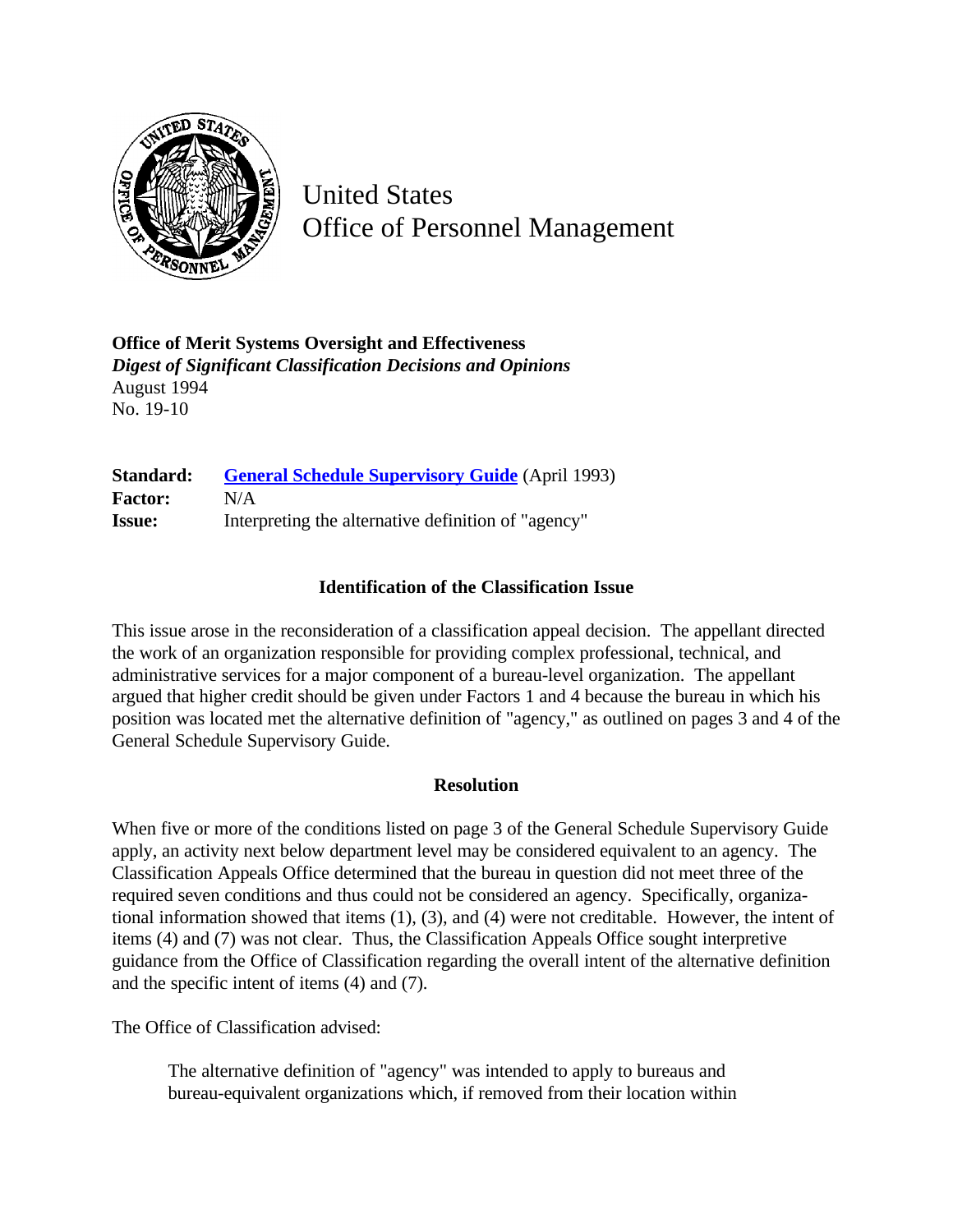# United States Office of Personnel Management

**Office of Merit Systems Oversight and Effectiveness**
***Digest of Significant Classification Decisions and Opinions***
August 1994
No. 19-10

| | |
|---|---|
| **Standard:** | **General Schedule Supervisory Guide** (April 1993) |
| **Factor:** | N/A |
| **Issue:** | Interpreting the alternative definition of "agency" |

### Identification of the Classification Issue

This issue arose in the reconsideration of a classification appeal decision. The appellant directed the work of an organization responsible for providing complex professional, technical, and administrative services for a major component of a bureau-level organization. The appellant argued that higher credit should be given under Factors 1 and 4 because the bureau in which his position was located met the alternative definition of "agency," as outlined on pages 3 and 4 of the General Schedule Supervisory Guide.

### Resolution

When five or more of the conditions listed on page 3 of the General Schedule Supervisory Guide apply, an activity next below department level may be considered equivalent to an agency. The Classification Appeals Office determined that the bureau in question did not meet three of the required seven conditions and thus could not be considered an agency. Specifically, organizational information showed that items (1), (3), and (4) were not creditable. However, the intent of items (4) and (7) was not clear. Thus, the Classification Appeals Office sought interpretive guidance from the Office of Classification regarding the overall intent of the alternative definition and the specific intent of items (4) and (7).

The Office of Classification advised:

> The alternative definition of "agency" was intended to apply to bureaus and bureau-equivalent organizations which, if removed from their location within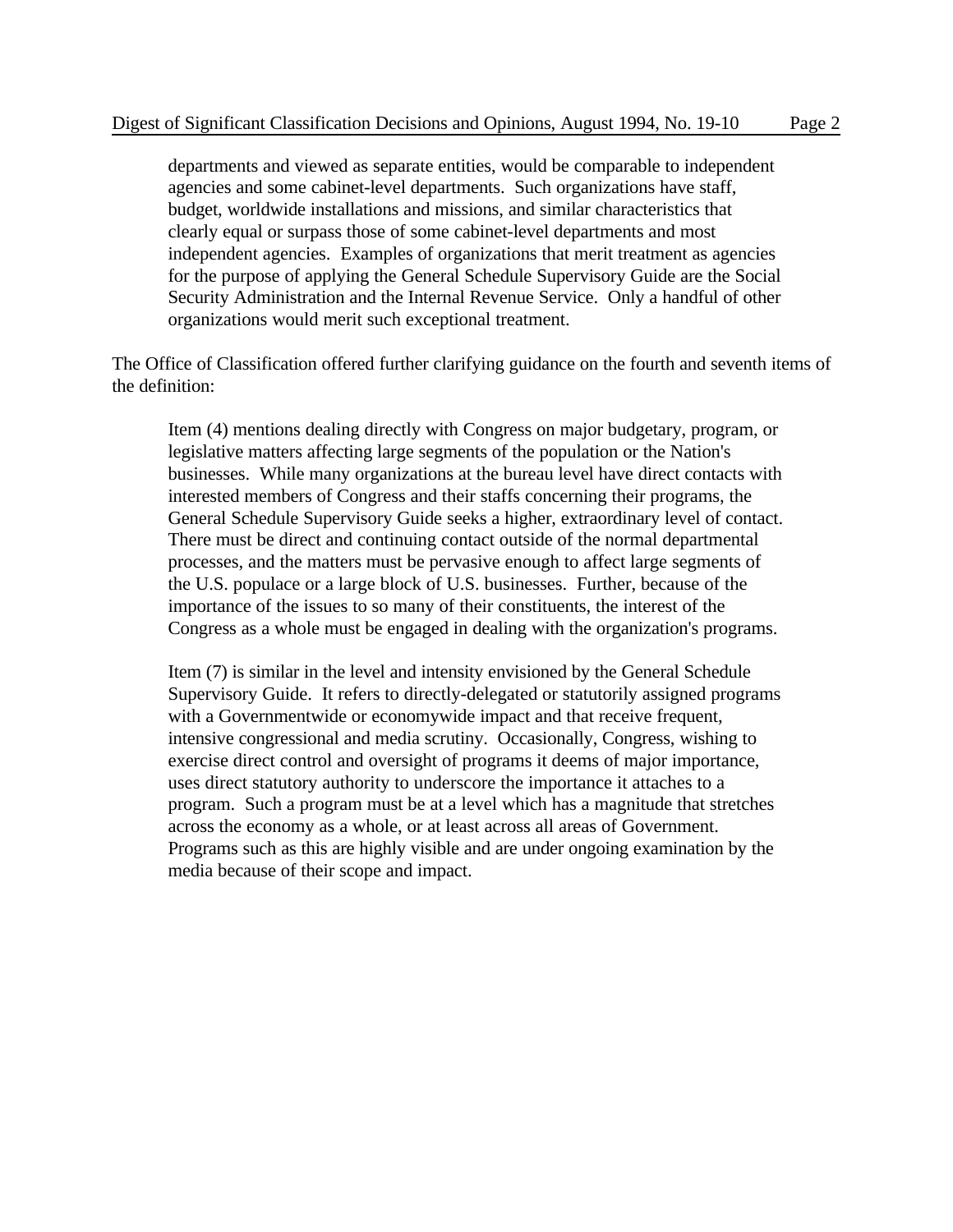> departments and viewed as separate entities, would be comparable to independent agencies and some cabinet-level departments. Such organizations have staff, budget, worldwide installations and missions, and similar characteristics that clearly equal or surpass those of some cabinet-level departments and most independent agencies. Examples of organizations that merit treatment as agencies for the purpose of applying the General Schedule Supervisory Guide are the Social Security Administration and the Internal Revenue Service. Only a handful of other organizations would merit such exceptional treatment.

The Office of Classification offered further clarifying guidance on the fourth and seventh items of the definition:

> Item (4) mentions dealing directly with Congress on major budgetary, program, or legislative matters affecting large segments of the population or the Nation's businesses. While many organizations at the bureau level have direct contacts with interested members of Congress and their staffs concerning their programs, the General Schedule Supervisory Guide seeks a higher, extraordinary level of contact. There must be direct and continuing contact outside of the normal departmental processes, and the matters must be pervasive enough to affect large segments of the U.S. populace or a large block of U.S. businesses. Further, because of the importance of the issues to so many of their constituents, the interest of the Congress as a whole must be engaged in dealing with the organization's programs.
>
> Item (7) is similar in the level and intensity envisioned by the General Schedule Supervisory Guide. It refers to directly-delegated or statutorily assigned programs with a Governmentwide or economywide impact and that receive frequent, intensive congressional and media scrutiny. Occasionally, Congress, wishing to exercise direct control and oversight of programs it deems of major importance, uses direct statutory authority to underscore the importance it attaches to a program. Such a program must be at a level which has a magnitude that stretches across the economy as a whole, or at least across all areas of Government. Programs such as this are highly visible and are under ongoing examination by the media because of their scope and impact.